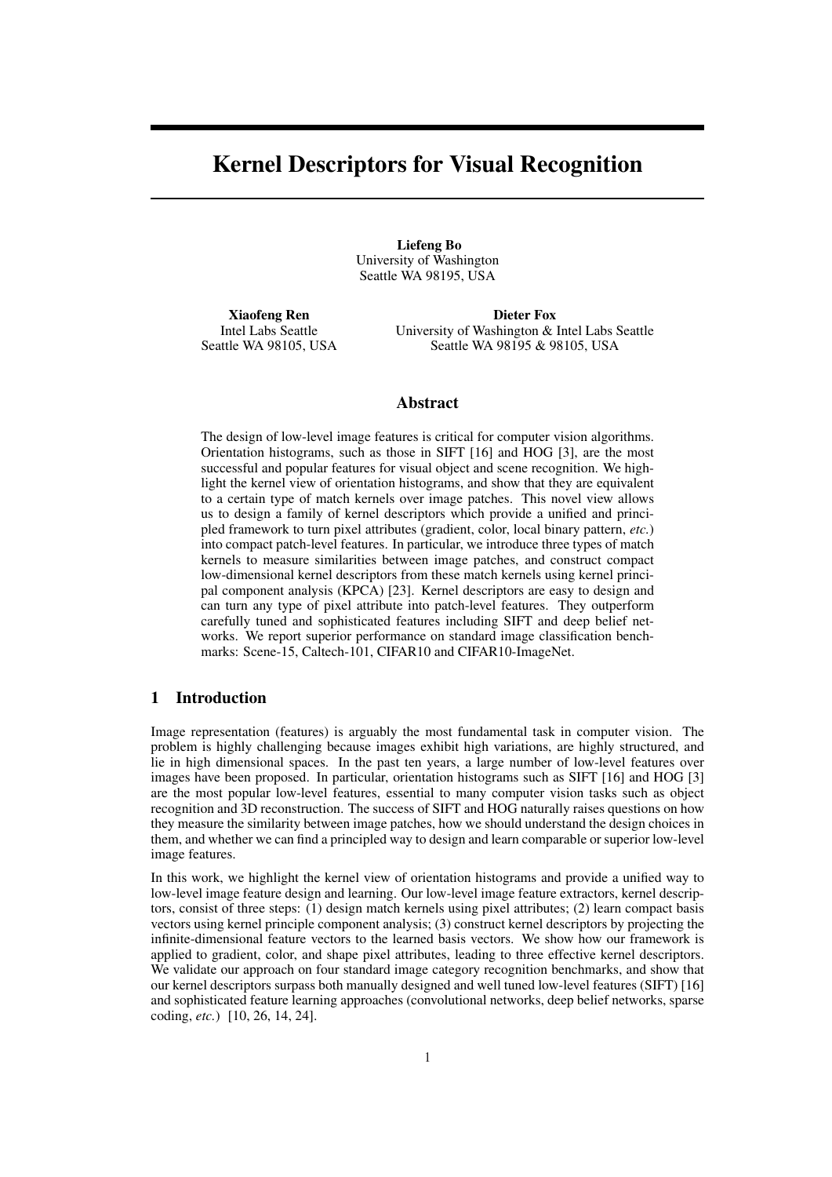# Kernel Descriptors for Visual Recognition

**Liefeng Bo**
University of Washington
Seattle WA 98195, USA

**Xiaofeng Ren**
Intel Labs Seattle
Seattle WA 98105, USA

**Dieter Fox**
University of Washington & Intel Labs Seattle
Seattle WA 98195 & 98105, USA

## Abstract

The design of low-level image features is critical for computer vision algorithms. Orientation histograms, such as those in SIFT [16] and HOG [3], are the most successful and popular features for visual object and scene recognition. We highlight the kernel view of orientation histograms, and show that they are equivalent to a certain type of match kernels over image patches. This novel view allows us to design a family of kernel descriptors which provide a unified and principled framework to turn pixel attributes (gradient, color, local binary pattern, *etc.*) into compact patch-level features. In particular, we introduce three types of match kernels to measure similarities between image patches, and construct compact low-dimensional kernel descriptors from these match kernels using kernel principal component analysis (KPCA) [23]. Kernel descriptors are easy to design and can turn any type of pixel attribute into patch-level features. They outperform carefully tuned and sophisticated features including SIFT and deep belief networks. We report superior performance on standard image classification benchmarks: Scene-15, Caltech-101, CIFAR10 and CIFAR10-ImageNet.

## 1 Introduction

Image representation (features) is arguably the most fundamental task in computer vision. The problem is highly challenging because images exhibit high variations, are highly structured, and lie in high dimensional spaces. In the past ten years, a large number of low-level features over images have been proposed. In particular, orientation histograms such as SIFT [16] and HOG [3] are the most popular low-level features, essential to many computer vision tasks such as object recognition and 3D reconstruction. The success of SIFT and HOG naturally raises questions on how they measure the similarity between image patches, how we should understand the design choices in them, and whether we can find a principled way to design and learn comparable or superior low-level image features.

In this work, we highlight the kernel view of orientation histograms and provide a unified way to low-level image feature design and learning. Our low-level image feature extractors, kernel descriptors, consist of three steps: (1) design match kernels using pixel attributes; (2) learn compact basis vectors using kernel principle component analysis; (3) construct kernel descriptors by projecting the infinite-dimensional feature vectors to the learned basis vectors. We show how our framework is applied to gradient, color, and shape pixel attributes, leading to three effective kernel descriptors. We validate our approach on four standard image category recognition benchmarks, and show that our kernel descriptors surpass both manually designed and well tuned low-level features (SIFT) [16] and sophisticated feature learning approaches (convolutional networks, deep belief networks, sparse coding, *etc.*) [10, 26, 14, 24].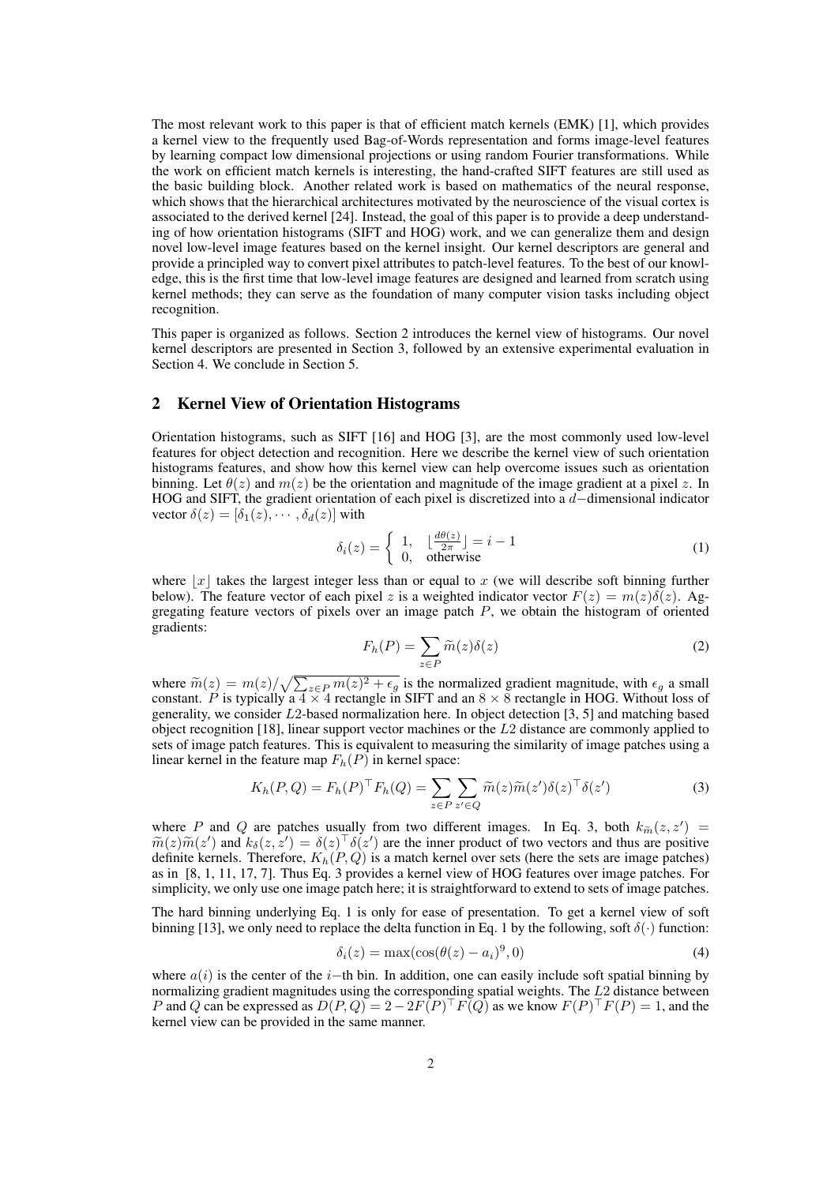The most relevant work to this paper is that of efficient match kernels (EMK) [1], which provides a kernel view to the frequently used Bag-of-Words representation and forms image-level features by learning compact low dimensional projections or using random Fourier transformations. While the work on efficient match kernels is interesting, the hand-crafted SIFT features are still used as the basic building block. Another related work is based on mathematics of the neural response, which shows that the hierarchical architectures motivated by the neuroscience of the visual cortex is associated to the derived kernel [24]. Instead, the goal of this paper is to provide a deep understanding of how orientation histograms (SIFT and HOG) work, and we can generalize them and design novel low-level image features based on the kernel insight. Our kernel descriptors are general and provide a principled way to convert pixel attributes to patch-level features. To the best of our knowledge, this is the first time that low-level image features are designed and learned from scratch using kernel methods; they can serve as the foundation of many computer vision tasks including object recognition.

This paper is organized as follows. Section 2 introduces the kernel view of histograms. Our novel kernel descriptors are presented in Section 3, followed by an extensive experimental evaluation in Section 4. We conclude in Section 5.

## 2 Kernel View of Orientation Histograms

Orientation histograms, such as SIFT [16] and HOG [3], are the most commonly used low-level features for object detection and recognition. Here we describe the kernel view of such orientation histograms features, and show how this kernel view can help overcome issues such as orientation binning. Let $\theta(z)$ and $m(z)$ be the orientation and magnitude of the image gradient at a pixel $z$. In HOG and SIFT, the gradient orientation of each pixel is discretized into a $d-$dimensional indicator vector $\delta(z) = [\delta_1(z), \cdots, \delta_d(z)]$ with

$$\delta_i(z) = \begin{cases} 1, & \lfloor \frac{d\theta(z)}{2\pi} \rfloor = i - 1 \\ 0, & \text{otherwise} \end{cases} \tag{1}$$

where $\lfloor x \rfloor$ takes the largest integer less than or equal to $x$ (we will describe soft binning further below). The feature vector of each pixel $z$ is a weighted indicator vector $F(z) = m(z)\delta(z)$. Aggregating feature vectors of pixels over an image patch $P$, we obtain the histogram of oriented gradients:

$$F_h(P) = \sum_{z \in P} \widetilde{m}(z)\delta(z) \tag{2}$$

where $\widetilde{m}(z) = m(z)/\sqrt{\sum_{z \in P} m(z)^2 + \epsilon_g}$ is the normalized gradient magnitude, with $\epsilon_g$ a small constant. $P$ is typically a $4 \times 4$ rectangle in SIFT and an $8 \times 8$ rectangle in HOG. Without loss of generality, we consider $L2$-based normalization here. In object detection [3, 5] and matching based object recognition [18], linear support vector machines or the $L2$ distance are commonly applied to sets of image patch features. This is equivalent to measuring the similarity of image patches using a linear kernel in the feature map $F_h(P)$ in kernel space:

$$K_h(P, Q) = F_h(P)^\top F_h(Q) = \sum_{z \in P} \sum_{z' \in Q} \widetilde{m}(z)\widetilde{m}(z')\delta(z)^\top \delta(z') \tag{3}$$

where $P$ and $Q$ are patches usually from two different images. In Eq. 3, both $k_{\widetilde{m}}(z, z') = \widetilde{m}(z)\widetilde{m}(z')$ and $k_\delta(z, z') = \delta(z)^\top \delta(z')$ are the inner product of two vectors and thus are positive definite kernels. Therefore, $K_h(P, Q)$ is a match kernel over sets (here the sets are image patches) as in [8, 1, 11, 17, 7]. Thus Eq. 3 provides a kernel view of HOG features over image patches. For simplicity, we only use one image patch here; it is straightforward to extend to sets of image patches.

The hard binning underlying Eq. 1 is only for ease of presentation. To get a kernel view of soft binning [13], we only need to replace the delta function in Eq. 1 by the following, soft $\delta(\cdot)$ function:

$$\delta_i(z) = \max(\cos(\theta(z) - a_i)^9, 0) \tag{4}$$

where $a(i)$ is the center of the $i-$th bin. In addition, one can easily include soft spatial binning by normalizing gradient magnitudes using the corresponding spatial weights. The $L2$ distance between $P$ and $Q$ can be expressed as $D(P, Q) = 2 - 2F(P)^\top F(Q)$ as we know $F(P)^\top F(P) = 1$, and the kernel view can be provided in the same manner.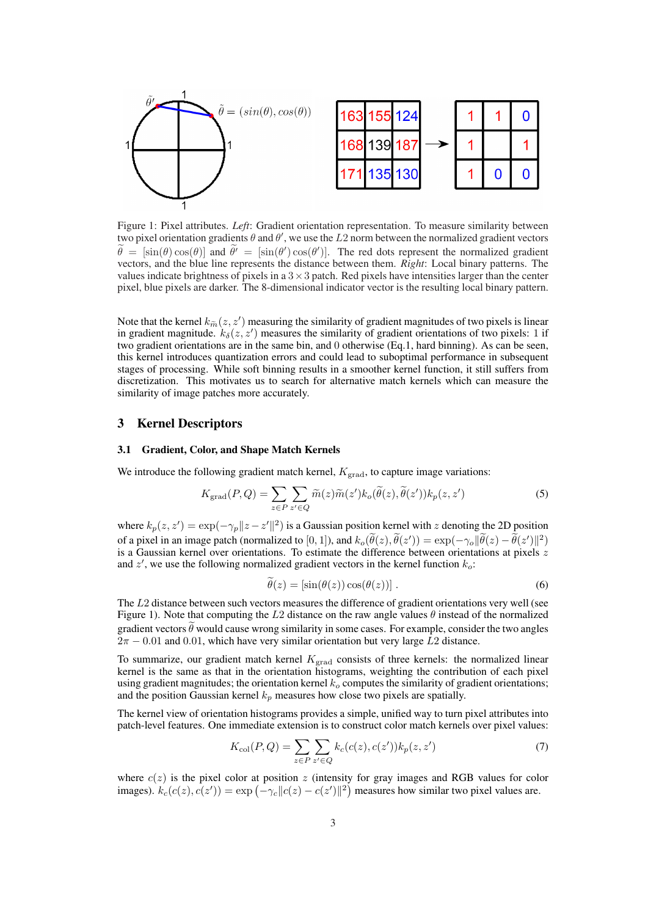Figure 1: Pixel attributes. *Left*: Gradient orientation representation. To measure similarity between two pixel orientation gradients $\theta$ and $\theta'$, we use the $L2$ norm between the normalized gradient vectors $\widetilde{\theta} = [\sin(\theta) \cos(\theta)]$ and $\widetilde{\theta'} = [\sin(\theta') \cos(\theta')]$. The red dots represent the normalized gradient vectors, and the blue line represents the distance between them. *Right*: Local binary patterns. The values indicate brightness of pixels in a $3 \times 3$ patch. Red pixels have intensities larger than the center pixel, blue pixels are darker. The 8-dimensional indicator vector is the resulting local binary pattern.

Note that the kernel $k_{\widetilde{m}}(z, z')$ measuring the similarity of gradient magnitudes of two pixels is linear in gradient magnitude. $k_\delta(z, z')$ measures the similarity of gradient orientations of two pixels: 1 if two gradient orientations are in the same bin, and 0 otherwise (Eq.1, hard binning). As can be seen, this kernel introduces quantization errors and could lead to suboptimal performance in subsequent stages of processing. While soft binning results in a smoother kernel function, it still suffers from discretization. This motivates us to search for alternative match kernels which can measure the similarity of image patches more accurately.

## 3 Kernel Descriptors

### 3.1 Gradient, Color, and Shape Match Kernels

We introduce the following gradient match kernel, $K_{\text{grad}}$, to capture image variations:

$$K_{\text{grad}}(P, Q) = \sum_{z \in P} \sum_{z' \in Q} \widetilde{m}(z) \widetilde{m}(z') k_o(\widetilde{\theta}(z), \widetilde{\theta}(z')) k_p(z, z') \tag{5}$$

where $k_p(z, z') = \exp(-\gamma_p \|z - z'\|^2)$ is a Gaussian position kernel with $z$ denoting the 2D position of a pixel in an image patch (normalized to $[0, 1]$), and $k_o(\widetilde{\theta}(z), \widetilde{\theta}(z')) = \exp(-\gamma_o \|\widetilde{\theta}(z) - \widetilde{\theta}(z')\|^2)$ is a Gaussian kernel over orientations. To estimate the difference between orientations at pixels $z$ and $z'$, we use the following normalized gradient vectors in the kernel function $k_o$:

$$\widetilde{\theta}(z) = [\sin(\theta(z)) \cos(\theta(z))] \, . \tag{6}$$

The $L2$ distance between such vectors measures the difference of gradient orientations very well (see Figure 1). Note that computing the $L2$ distance on the raw angle values $\theta$ instead of the normalized gradient vectors $\widetilde{\theta}$ would cause wrong similarity in some cases. For example, consider the two angles $2\pi - 0.01$ and $0.01$, which have very similar orientation but very large $L2$ distance.

To summarize, our gradient match kernel $K_{\text{grad}}$ consists of three kernels: the normalized linear kernel is the same as that in the orientation histograms, weighting the contribution of each pixel using gradient magnitudes; the orientation kernel $k_o$ computes the similarity of gradient orientations; and the position Gaussian kernel $k_p$ measures how close two pixels are spatially.

The kernel view of orientation histograms provides a simple, unified way to turn pixel attributes into patch-level features. One immediate extension is to construct color match kernels over pixel values:

$$K_{\text{col}}(P, Q) = \sum_{z \in P} \sum_{z' \in Q} k_c(c(z), c(z')) k_p(z, z') \tag{7}$$

where $c(z)$ is the pixel color at position $z$ (intensity for gray images and RGB values for color images). $k_c(c(z), c(z')) = \exp\left(-\gamma_c \|c(z) - c(z')\|^2\right)$ measures how similar two pixel values are.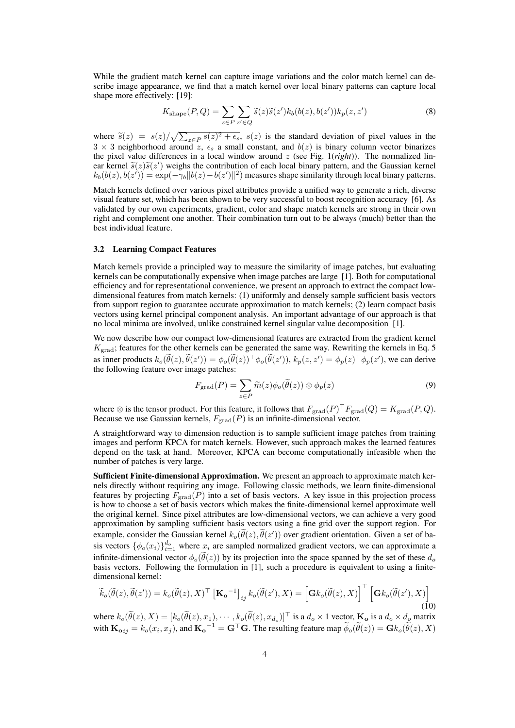While the gradient match kernel can capture image variations and the color match kernel can describe image appearance, we find that a match kernel over local binary patterns can capture local shape more effectively: [19]:

$$K_{\text{shape}}(P,Q) = \sum_{z\in P}\sum_{z'\in Q} \widetilde{s}(z)\widetilde{s}(z')k_b(b(z),b(z'))k_p(z,z') \tag{8}$$

where $\widetilde{s}(z) = s(z)/\sqrt{\sum_{z\in P} s(z)^2 + \epsilon_s}$, $s(z)$ is the standard deviation of pixel values in the $3\times 3$ neighborhood around $z$, $\epsilon_s$ a small constant, and $b(z)$ is binary column vector binarizes the pixel value differences in a local window around $z$ (see Fig. 1(*right*)). The normalized linear kernel $\widetilde{s}(z)\widetilde{s}(z')$ weighs the contribution of each local binary pattern, and the Gaussian kernel $k_b(b(z),b(z')) = \exp(-\gamma_b\|b(z)-b(z')\|^2)$ measures shape similarity through local binary patterns.

Match kernels defined over various pixel attributes provide a unified way to generate a rich, diverse visual feature set, which has been shown to be very successful to boost recognition accuracy [6]. As validated by our own experiments, gradient, color and shape match kernels are strong in their own right and complement one another. Their combination turn out to be always (much) better than the best individual feature.

### 3.2 Learning Compact Features

Match kernels provide a principled way to measure the similarity of image patches, but evaluating kernels can be computationally expensive when image patches are large [1]. Both for computational efficiency and for representational convenience, we present an approach to extract the compact low-dimensional features from match kernels: (1) uniformly and densely sample sufficient basis vectors from support region to guarantee accurate approximation to match kernels; (2) learn compact basis vectors using kernel principal component analysis. An important advantage of our approach is that no local minima are involved, unlike constrained kernel singular value decomposition [1].

We now describe how our compact low-dimensional features are extracted from the gradient kernel $K_{\text{grad}}$; features for the other kernels can be generated the same way. Rewriting the kernels in Eq. 5 as inner products $k_o(\widetilde{\theta}(z),\widetilde{\theta}(z')) = \phi_o(\widetilde{\theta}(z))^\top\phi_o(\widetilde{\theta}(z'))$, $k_p(z,z') = \phi_p(z)^\top\phi_p(z')$, we can derive the following feature over image patches:

$$F_{\text{grad}}(P) = \sum_{z\in P}\widetilde{m}(z)\phi_o(\widetilde{\theta}(z))\otimes\phi_p(z) \tag{9}$$

where $\otimes$ is the tensor product. For this feature, it follows that $F_{\text{grad}}(P)^\top F_{\text{grad}}(Q) = K_{\text{grad}}(P,Q)$. Because we use Gaussian kernels, $F_{\text{grad}}(P)$ is an infinite-dimensional vector.

A straightforward way to dimension reduction is to sample sufficient image patches from training images and perform KPCA for match kernels. However, such approach makes the learned features depend on the task at hand. Moreover, KPCA can become computationally infeasible when the number of patches is very large.

**Sufficient Finite-dimensional Approximation.** We present an approach to approximate match kernels directly without requiring any image. Following classic methods, we learn finite-dimensional features by projecting $F_{\text{grad}}(P)$ into a set of basis vectors. A key issue in this projection process is how to choose a set of basis vectors which makes the finite-dimensional kernel approximate well the original kernel. Since pixel attributes are low-dimensional vectors, we can achieve a very good approximation by sampling sufficient basis vectors using a fine grid over the support region. For example, consider the Gaussian kernel $k_o(\widetilde{\theta}(z),\widetilde{\theta}(z'))$ over gradient orientation. Given a set of basis vectors $\{\phi_o(x_i)\}_{i=1}^{d_o}$ where $x_i$ are sampled normalized gradient vectors, we can approximate a infinite-dimensional vector $\phi_o(\widetilde{\theta}(z))$ by its projection into the space spanned by the set of these $d_o$ basis vectors. Following the formulation in [1], such a procedure is equivalent to using a finite-dimensional kernel:

$$\widetilde{k}_o(\widetilde{\theta}(z),\widetilde{\theta}(z')) = k_o(\widetilde{\theta}(z),X)^\top\left[\mathbf{K_o}^{-1}\right]_{ij}k_o(\widetilde{\theta}(z'),X) = \left[\mathbf{G}k_o(\widetilde{\theta}(z),X)\right]^\top\left[\mathbf{G}k_o(\widetilde{\theta}(z'),X)\right] \tag{10}$$

where $k_o(\widetilde{\theta}(z),X) = [k_o(\widetilde{\theta}(z),x_1),\cdots,k_o(\widetilde{\theta}(z),x_{d_o})]^\top$ is a $d_o\times 1$ vector, $\mathbf{K_o}$ is a $d_o\times d_o$ matrix with $\mathbf{K_o}_{ij} = k_o(x_i,x_j)$, and $\mathbf{K_o}^{-1} = \mathbf{G}^\top\mathbf{G}$. The resulting feature map $\widetilde{\phi}_o(\widetilde{\theta}(z)) = \mathbf{G}k_o(\widetilde{\theta}(z),X)$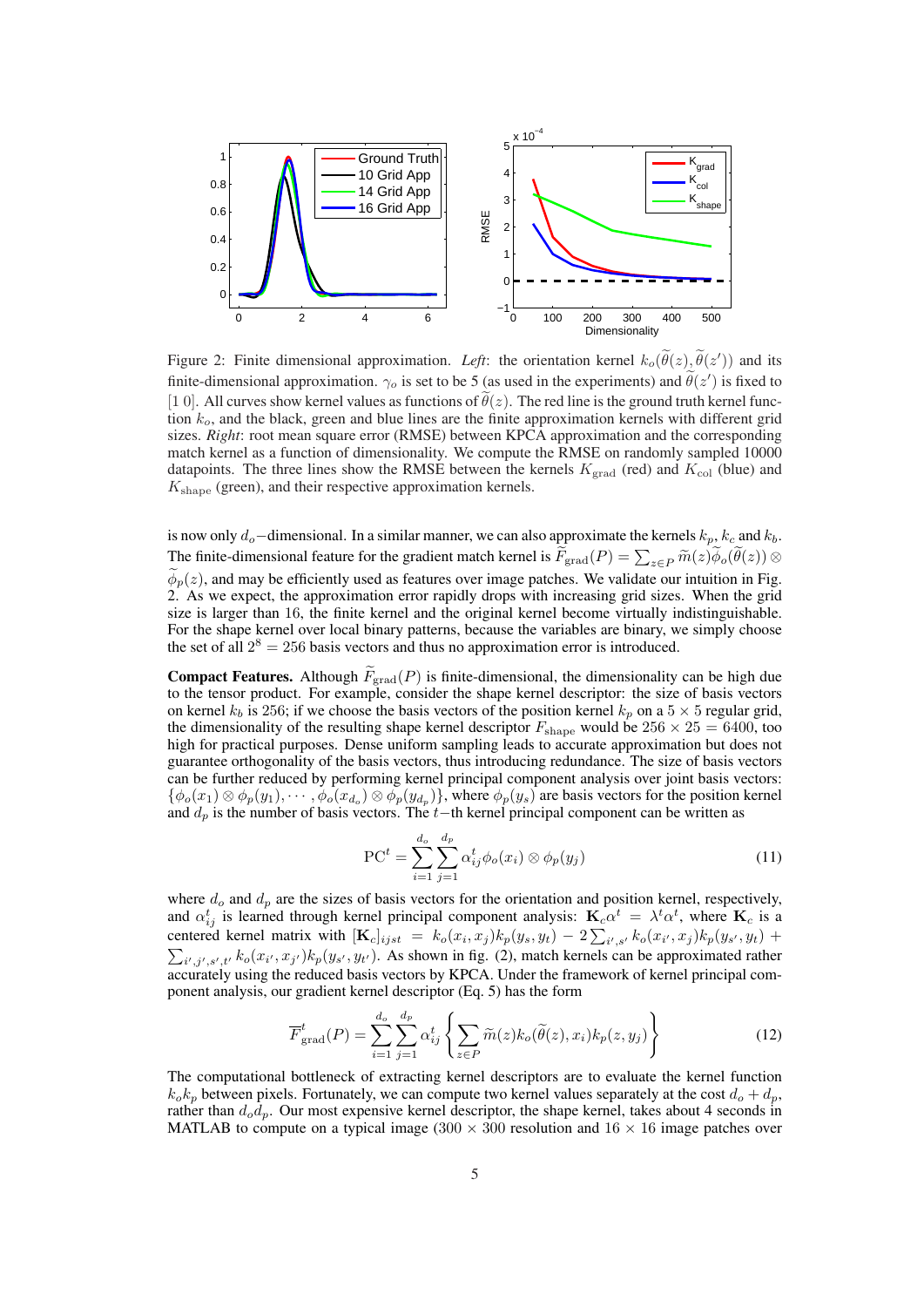Figure 2: Finite dimensional approximation. *Left*: the orientation kernel $k_o(\widetilde{\theta}(z), \widetilde{\theta}(z'))$ and its finite-dimensional approximation. $\gamma_o$ is set to be 5 (as used in the experiments) and $\widetilde{\theta}(z')$ is fixed to $[1\ 0]$. All curves show kernel values as functions of $\widetilde{\theta}(z)$. The red line is the ground truth kernel function $k_o$, and the black, green and blue lines are the finite approximation kernels with different grid sizes. *Right*: root mean square error (RMSE) between KPCA approximation and the corresponding match kernel as a function of dimensionality. We compute the RMSE on randomly sampled 10000 datapoints. The three lines show the RMSE between the kernels $K_{\text{grad}}$ (red) and $K_{\text{col}}$ (blue) and $K_{\text{shape}}$ (green), and their respective approximation kernels.

is now only $d_o-$dimensional. In a similar manner, we can also approximate the kernels $k_p$, $k_c$ and $k_b$. The finite-dimensional feature for the gradient match kernel is $\widetilde{F}_{\text{grad}}(P) = \sum_{z \in P} \widetilde{m}(z) \widetilde{\phi}_o(\widetilde{\theta}(z)) \otimes \widetilde{\phi}_p(z)$, and may be efficiently used as features over image patches. We validate our intuition in Fig. 2. As we expect, the approximation error rapidly drops with increasing grid sizes. When the grid size is larger than 16, the finite kernel and the original kernel become virtually indistinguishable. For the shape kernel over local binary patterns, because the variables are binary, we simply choose the set of all $2^8 = 256$ basis vectors and thus no approximation error is introduced.

**Compact Features.** Although $\widetilde{F}_{\text{grad}}(P)$ is finite-dimensional, the dimensionality can be high due to the tensor product. For example, consider the shape kernel descriptor: the size of basis vectors on kernel $k_b$ is 256; if we choose the basis vectors of the position kernel $k_p$ on a $5 \times 5$ regular grid, the dimensionality of the resulting shape kernel descriptor $F_{\text{shape}}$ would be $256 \times 25 = 6400$, too high for practical purposes. Dense uniform sampling leads to accurate approximation but does not guarantee orthogonality of the basis vectors, thus introducing redundance. The size of basis vectors can be further reduced by performing kernel principal component analysis over joint basis vectors: $\{\phi_o(x_1) \otimes \phi_p(y_1), \cdots, \phi_o(x_{d_o}) \otimes \phi_p(y_{d_p})\}$, where $\phi_p(y_s)$ are basis vectors for the position kernel and $d_p$ is the number of basis vectors. The $t-$th kernel principal component can be written as

$$\text{PC}^t = \sum_{i=1}^{d_o} \sum_{j=1}^{d_p} \alpha_{ij}^t \phi_o(x_i) \otimes \phi_p(y_j) \tag{11}$$

where $d_o$ and $d_p$ are the sizes of basis vectors for the orientation and position kernel, respectively, and $\alpha_{ij}^t$ is learned through kernel principal component analysis: $\mathbf{K}_c \alpha^t = \lambda^t \alpha^t$, where $\mathbf{K}_c$ is a centered kernel matrix with $[\mathbf{K}_c]_{ijst} = k_o(x_i, x_j) k_p(y_s, y_t) - 2 \sum_{i',s'} k_o(x_{i'}, x_j) k_p(y_{s'}, y_t) + \sum_{i',j',s',t'} k_o(x_{i'}, x_{j'}) k_p(y_{s'}, y_{t'})$. As shown in fig. (2), match kernels can be approximated rather accurately using the reduced basis vectors by KPCA. Under the framework of kernel principal component analysis, our gradient kernel descriptor (Eq. 5) has the form

$$\overline{F}_{\text{grad}}^t(P) = \sum_{i=1}^{d_o} \sum_{j=1}^{d_p} \alpha_{ij}^t \left\{ \sum_{z \in P} \widetilde{m}(z) k_o(\widetilde{\theta}(z), x_i) k_p(z, y_j) \right\} \tag{12}$$

The computational bottleneck of extracting kernel descriptors are to evaluate the kernel function $k_o k_p$ between pixels. Fortunately, we can compute two kernel values separately at the cost $d_o + d_p$, rather than $d_o d_p$. Our most expensive kernel descriptor, the shape kernel, takes about 4 seconds in MATLAB to compute on a typical image ($300 \times 300$ resolution and $16 \times 16$ image patches over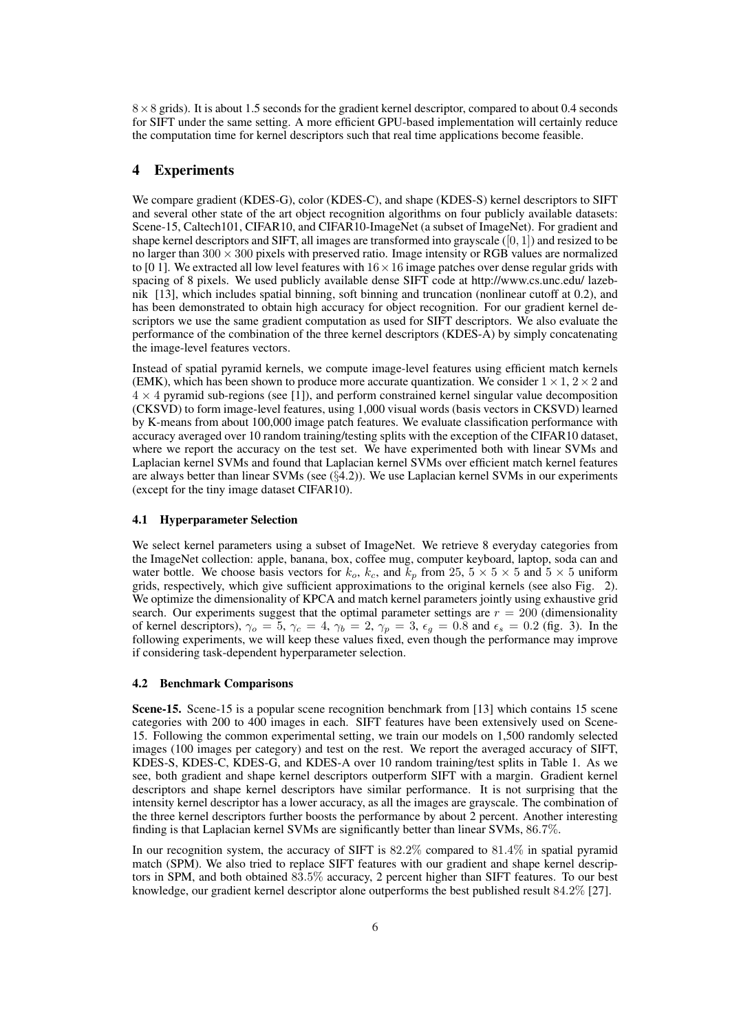$8 \times 8$ grids). It is about 1.5 seconds for the gradient kernel descriptor, compared to about 0.4 seconds for SIFT under the same setting. A more efficient GPU-based implementation will certainly reduce the computation time for kernel descriptors such that real time applications become feasible.

# 4 Experiments

We compare gradient (KDES-G), color (KDES-C), and shape (KDES-S) kernel descriptors to SIFT and several other state of the art object recognition algorithms on four publicly available datasets: Scene-15, Caltech101, CIFAR10, and CIFAR10-ImageNet (a subset of ImageNet). For gradient and shape kernel descriptors and SIFT, all images are transformed into grayscale ($[0, 1]$) and resized to be no larger than $300 \times 300$ pixels with preserved ratio. Image intensity or RGB values are normalized to [0 1]. We extracted all low level features with $16 \times 16$ image patches over dense regular grids with spacing of 8 pixels. We used publicly available dense SIFT code at http://www.cs.unc.edu/ lazebnik [13], which includes spatial binning, soft binning and truncation (nonlinear cutoff at 0.2), and has been demonstrated to obtain high accuracy for object recognition. For our gradient kernel descriptors we use the same gradient computation as used for SIFT descriptors. We also evaluate the performance of the combination of the three kernel descriptors (KDES-A) by simply concatenating the image-level features vectors.

Instead of spatial pyramid kernels, we compute image-level features using efficient match kernels (EMK), which has been shown to produce more accurate quantization. We consider $1 \times 1$, $2 \times 2$ and $4 \times 4$ pyramid sub-regions (see [1]), and perform constrained kernel singular value decomposition (CKSVD) to form image-level features, using 1,000 visual words (basis vectors in CKSVD) learned by K-means from about 100,000 image patch features. We evaluate classification performance with accuracy averaged over 10 random training/testing splits with the exception of the CIFAR10 dataset, where we report the accuracy on the test set. We have experimented both with linear SVMs and Laplacian kernel SVMs and found that Laplacian kernel SVMs over efficient match kernel features are always better than linear SVMs (see (§4.2)). We use Laplacian kernel SVMs in our experiments (except for the tiny image dataset CIFAR10).

## 4.1 Hyperparameter Selection

We select kernel parameters using a subset of ImageNet. We retrieve 8 everyday categories from the ImageNet collection: apple, banana, box, coffee mug, computer keyboard, laptop, soda can and water bottle. We choose basis vectors for $k_o$, $k_c$, and $k_p$ from 25, $5 \times 5 \times 5$ and $5 \times 5$ uniform grids, respectively, which give sufficient approximations to the original kernels (see also Fig. 2). We optimize the dimensionality of KPCA and match kernel parameters jointly using exhaustive grid search. Our experiments suggest that the optimal parameter settings are $r = 200$ (dimensionality of kernel descriptors), $\gamma_o = 5$, $\gamma_c = 4$, $\gamma_b = 2$, $\gamma_p = 3$, $\epsilon_g = 0.8$ and $\epsilon_s = 0.2$ (fig. 3). In the following experiments, we will keep these values fixed, even though the performance may improve if considering task-dependent hyperparameter selection.

## 4.2 Benchmark Comparisons

**Scene-15.** Scene-15 is a popular scene recognition benchmark from [13] which contains 15 scene categories with 200 to 400 images in each. SIFT features have been extensively used on Scene-15. Following the common experimental setting, we train our models on 1,500 randomly selected images (100 images per category) and test on the rest. We report the averaged accuracy of SIFT, KDES-S, KDES-C, KDES-G, and KDES-A over 10 random training/test splits in Table 1. As we see, both gradient and shape kernel descriptors outperform SIFT with a margin. Gradient kernel descriptors and shape kernel descriptors have similar performance. It is not surprising that the intensity kernel descriptor has a lower accuracy, as all the images are grayscale. The combination of the three kernel descriptors further boosts the performance by about 2 percent. Another interesting finding is that Laplacian kernel SVMs are significantly better than linear SVMs, 86.7%.

In our recognition system, the accuracy of SIFT is 82.2% compared to 81.4% in spatial pyramid match (SPM). We also tried to replace SIFT features with our gradient and shape kernel descriptors in SPM, and both obtained 83.5% accuracy, 2 percent higher than SIFT features. To our best knowledge, our gradient kernel descriptor alone outperforms the best published result 84.2% [27].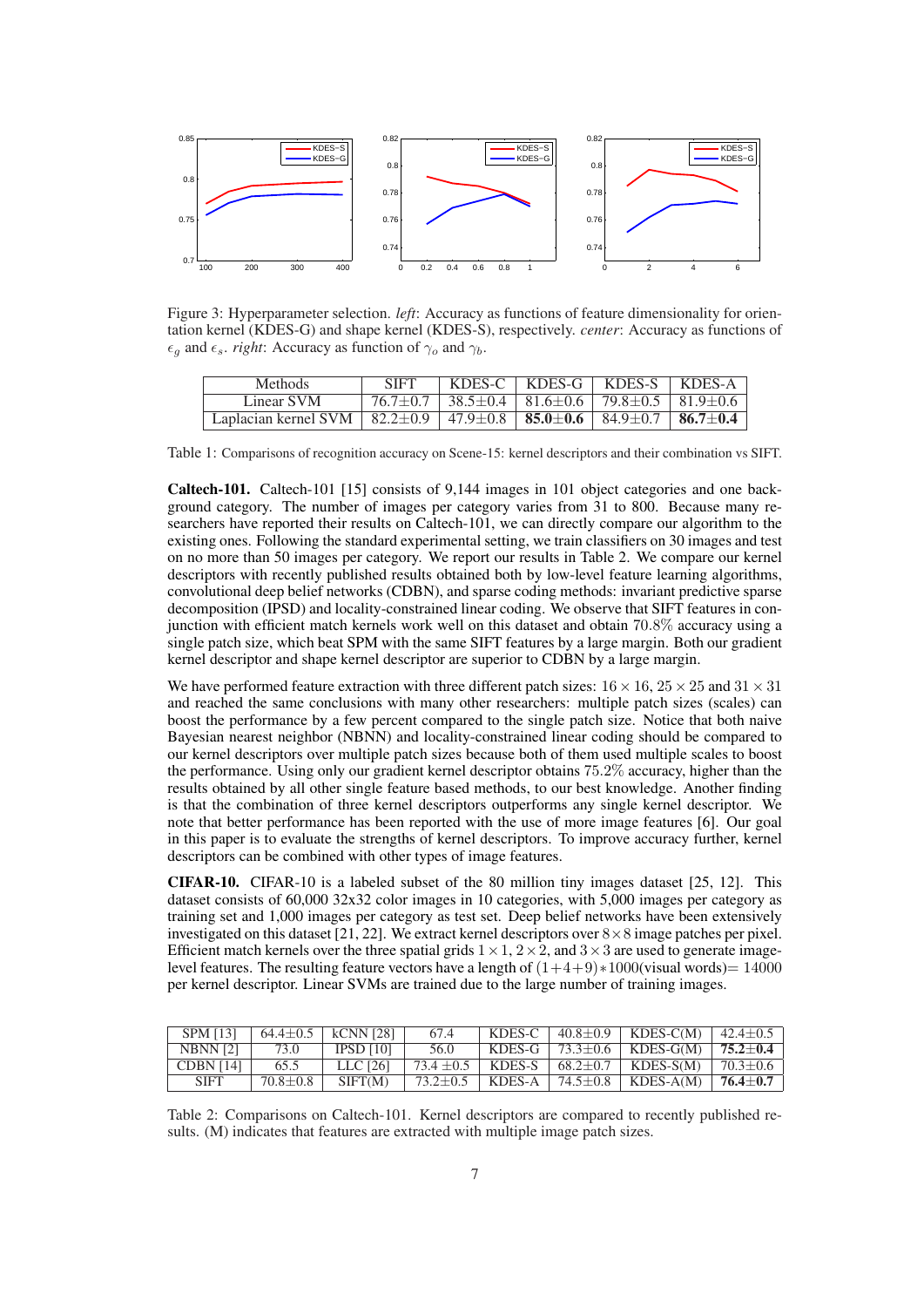Figure 3: Hyperparameter selection. *left*: Accuracy as functions of feature dimensionality for orientation kernel (KDES-G) and shape kernel (KDES-S), respectively. *center*: Accuracy as functions of $\epsilon_g$ and $\epsilon_s$. *right*: Accuracy as function of $\gamma_o$ and $\gamma_b$.

| Methods | SIFT | KDES-C | KDES-G | KDES-S | KDES-A |
|---|---|---|---|---|---|
| Linear SVM | 76.7±0.7 | 38.5±0.4 | 81.6±0.6 | 79.8±0.5 | 81.9±0.6 |
| Laplacian kernel SVM | 82.2±0.9 | 47.9±0.8 | **85.0±0.6** | 84.9±0.7 | **86.7±0.4** |

Table 1: Comparisons of recognition accuracy on Scene-15: kernel descriptors and their combination vs SIFT.

**Caltech-101.** Caltech-101 [15] consists of 9,144 images in 101 object categories and one background category. The number of images per category varies from 31 to 800. Because many researchers have reported their results on Caltech-101, we can directly compare our algorithm to the existing ones. Following the standard experimental setting, we train classifiers on 30 images and test on no more than 50 images per category. We report our results in Table 2. We compare our kernel descriptors with recently published results obtained both by low-level feature learning algorithms, convolutional deep belief networks (CDBN), and sparse coding methods: invariant predictive sparse decomposition (IPSD) and locality-constrained linear coding. We observe that SIFT features in conjunction with efficient match kernels work well on this dataset and obtain $70.8\%$ accuracy using a single patch size, which beat SPM with the same SIFT features by a large margin. Both our gradient kernel descriptor and shape kernel descriptor are superior to CDBN by a large margin.

We have performed feature extraction with three different patch sizes: $16 \times 16$, $25 \times 25$ and $31 \times 31$ and reached the same conclusions with many other researchers: multiple patch sizes (scales) can boost the performance by a few percent compared to the single patch size. Notice that both naive Bayesian nearest neighbor (NBNN) and locality-constrained linear coding should be compared to our kernel descriptors over multiple patch sizes because both of them used multiple scales to boost the performance. Using only our gradient kernel descriptor obtains $75.2\%$ accuracy, higher than the results obtained by all other single feature based methods, to our best knowledge. Another finding is that the combination of three kernel descriptors outperforms any single kernel descriptor. We note that better performance has been reported with the use of more image features [6]. Our goal in this paper is to evaluate the strengths of kernel descriptors. To improve accuracy further, kernel descriptors can be combined with other types of image features.

**CIFAR-10.** CIFAR-10 is a labeled subset of the 80 million tiny images dataset [25, 12]. This dataset consists of 60,000 32x32 color images in 10 categories, with 5,000 images per category as training set and 1,000 images per category as test set. Deep belief networks have been extensively investigated on this dataset [21, 22]. We extract kernel descriptors over $8 \times 8$ image patches per pixel. Efficient match kernels over the three spatial grids $1 \times 1$, $2 \times 2$, and $3 \times 3$ are used to generate image-level features. The resulting feature vectors have a length of $(1+4+9)*1000$(visual words)$= 14000$ per kernel descriptor. Linear SVMs are trained due to the large number of training images.

| SPM [13] | 64.4±0.5 | kCNN [28] | 67.4 | KDES-C | 40.8±0.9 | KDES-C(M) | 42.4±0.5 |
|---|---|---|---|---|---|---|---|
| NBNN [2] | 73.0 | IPSD [10] | 56.0 | KDES-G | 73.3±0.6 | KDES-G(M) | **75.2±0.4** |
| CDBN [14] | 65.5 | LLC [26] | 73.4 ±0.5 | KDES-S | 68.2±0.7 | KDES-S(M) | 70.3±0.6 |
| SIFT | 70.8±0.8 | SIFT(M) | 73.2±0.5 | KDES-A | 74.5±0.8 | KDES-A(M) | **76.4±0.7** |

Table 2: Comparisons on Caltech-101. Kernel descriptors are compared to recently published results. (M) indicates that features are extracted with multiple image patch sizes.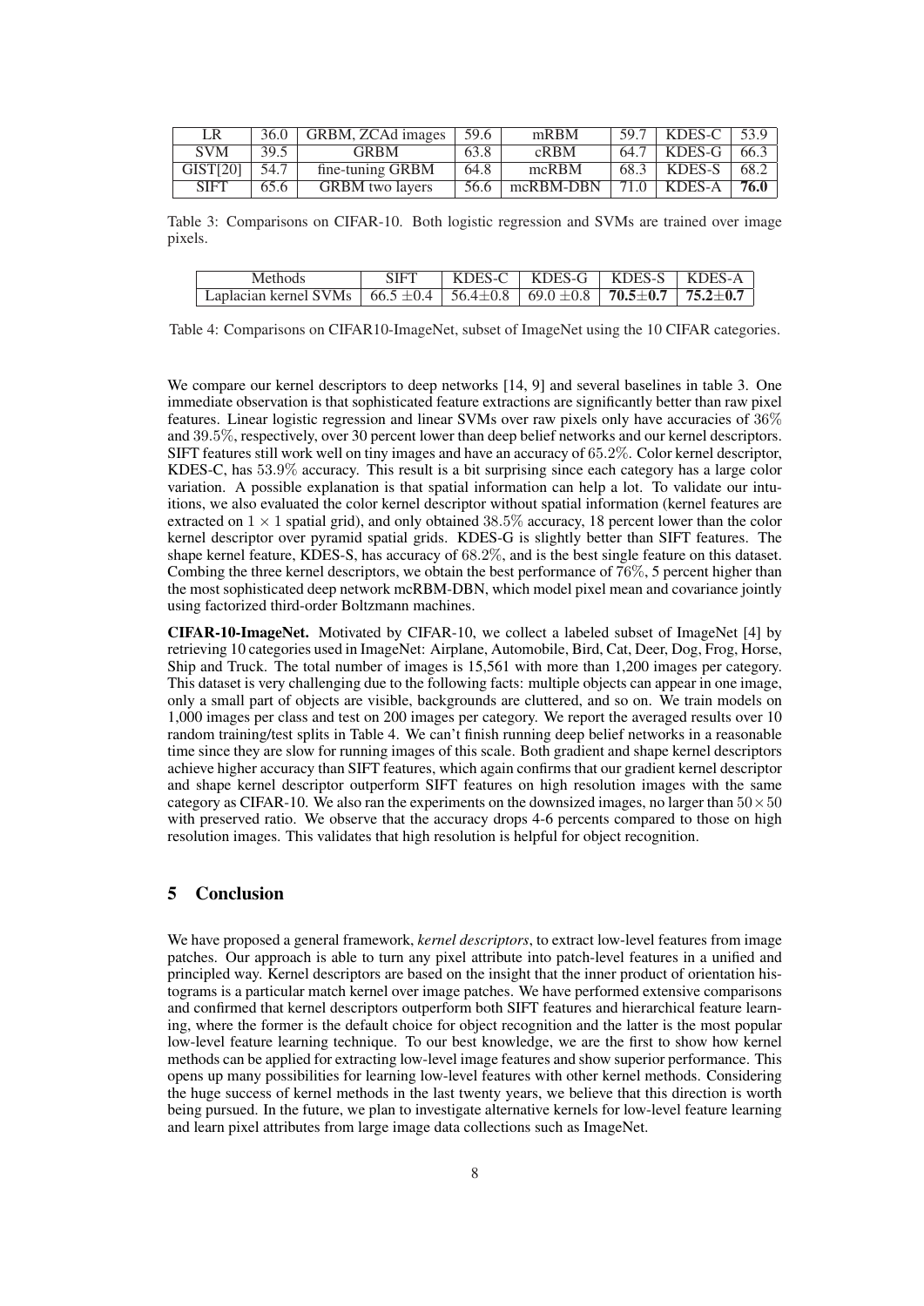| LR | 36.0 | GRBM, ZCAd images | 59.6 | mRBM | 59.7 | KDES-C | 53.9 |
|---|---|---|---|---|---|---|---|
| SVM | 39.5 | GRBM | 63.8 | cRBM | 64.7 | KDES-G | 66.3 |
| GIST[20] | 54.7 | fine-tuning GRBM | 64.8 | mcRBM | 68.3 | KDES-S | 68.2 |
| SIFT | 65.6 | GRBM two layers | 56.6 | mcRBM-DBN | 71.0 | KDES-A | **76.0** |

Table 3: Comparisons on CIFAR-10. Both logistic regression and SVMs are trained over image pixels.

| Methods | SIFT | KDES-C | KDES-G | KDES-S | KDES-A |
|---|---|---|---|---|---|
| Laplacian kernel SVMs | $66.5 \pm 0.4$ | $56.4 \pm 0.8$ | $69.0 \pm 0.8$ | $\mathbf{70.5 \pm 0.7}$ | $\mathbf{75.2 \pm 0.7}$ |

Table 4: Comparisons on CIFAR10-ImageNet, subset of ImageNet using the 10 CIFAR categories.

We compare our kernel descriptors to deep networks [14, 9] and several baselines in table 3. One immediate observation is that sophisticated feature extractions are significantly better than raw pixel features. Linear logistic regression and linear SVMs over raw pixels only have accuracies of $36\%$ and $39.5\%$, respectively, over 30 percent lower than deep belief networks and our kernel descriptors. SIFT features still work well on tiny images and have an accuracy of $65.2\%$. Color kernel descriptor, KDES-C, has $53.9\%$ accuracy. This result is a bit surprising since each category has a large color variation. A possible explanation is that spatial information can help a lot. To validate our intuitions, we also evaluated the color kernel descriptor without spatial information (kernel features are extracted on $1 \times 1$ spatial grid), and only obtained $38.5\%$ accuracy, 18 percent lower than the color kernel descriptor over pyramid spatial grids. KDES-G is slightly better than SIFT features. The shape kernel feature, KDES-S, has accuracy of $68.2\%$, and is the best single feature on this dataset. Combing the three kernel descriptors, we obtain the best performance of $76\%$, 5 percent higher than the most sophisticated deep network mcRBM-DBN, which model pixel mean and covariance jointly using factorized third-order Boltzmann machines.

**CIFAR-10-ImageNet.** Motivated by CIFAR-10, we collect a labeled subset of ImageNet [4] by retrieving 10 categories used in ImageNet: Airplane, Automobile, Bird, Cat, Deer, Dog, Frog, Horse, Ship and Truck. The total number of images is 15,561 with more than 1,200 images per category. This dataset is very challenging due to the following facts: multiple objects can appear in one image, only a small part of objects are visible, backgrounds are cluttered, and so on. We train models on 1,000 images per class and test on 200 images per category. We report the averaged results over 10 random training/test splits in Table 4. We can't finish running deep belief networks in a reasonable time since they are slow for running images of this scale. Both gradient and shape kernel descriptors achieve higher accuracy than SIFT features, which again confirms that our gradient kernel descriptor and shape kernel descriptor outperform SIFT features on high resolution images with the same category as CIFAR-10. We also ran the experiments on the downsized images, no larger than $50 \times 50$ with preserved ratio. We observe that the accuracy drops 4-6 percents compared to those on high resolution images. This validates that high resolution is helpful for object recognition.

## 5 Conclusion

We have proposed a general framework, *kernel descriptors*, to extract low-level features from image patches. Our approach is able to turn any pixel attribute into patch-level features in a unified and principled way. Kernel descriptors are based on the insight that the inner product of orientation histograms is a particular match kernel over image patches. We have performed extensive comparisons and confirmed that kernel descriptors outperform both SIFT features and hierarchical feature learning, where the former is the default choice for object recognition and the latter is the most popular low-level feature learning technique. To our best knowledge, we are the first to show how kernel methods can be applied for extracting low-level image features and show superior performance. This opens up many possibilities for learning low-level features with other kernel methods. Considering the huge success of kernel methods in the last twenty years, we believe that this direction is worth being pursued. In the future, we plan to investigate alternative kernels for low-level feature learning and learn pixel attributes from large image data collections such as ImageNet.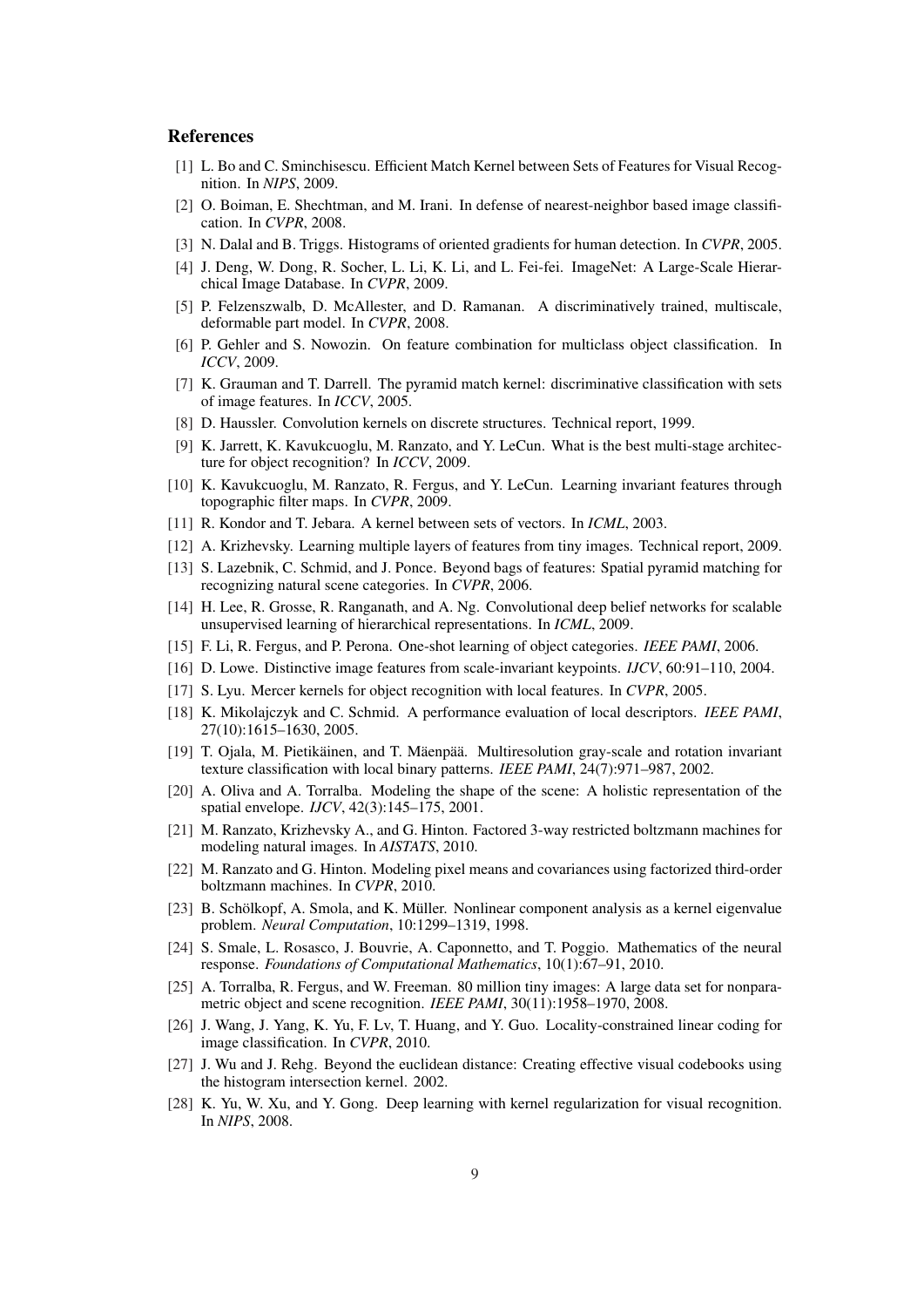## References

[1] L. Bo and C. Sminchisescu. Efficient Match Kernel between Sets of Features for Visual Recognition. In *NIPS*, 2009.

[2] O. Boiman, E. Shechtman, and M. Irani. In defense of nearest-neighbor based image classification. In *CVPR*, 2008.

[3] N. Dalal and B. Triggs. Histograms of oriented gradients for human detection. In *CVPR*, 2005.

[4] J. Deng, W. Dong, R. Socher, L. Li, K. Li, and L. Fei-fei. ImageNet: A Large-Scale Hierarchical Image Database. In *CVPR*, 2009.

[5] P. Felzenszwalb, D. McAllester, and D. Ramanan. A discriminatively trained, multiscale, deformable part model. In *CVPR*, 2008.

[6] P. Gehler and S. Nowozin. On feature combination for multiclass object classification. In *ICCV*, 2009.

[7] K. Grauman and T. Darrell. The pyramid match kernel: discriminative classification with sets of image features. In *ICCV*, 2005.

[8] D. Haussler. Convolution kernels on discrete structures. Technical report, 1999.

[9] K. Jarrett, K. Kavukcuoglu, M. Ranzato, and Y. LeCun. What is the best multi-stage architecture for object recognition? In *ICCV*, 2009.

[10] K. Kavukcuoglu, M. Ranzato, R. Fergus, and Y. LeCun. Learning invariant features through topographic filter maps. In *CVPR*, 2009.

[11] R. Kondor and T. Jebara. A kernel between sets of vectors. In *ICML*, 2003.

[12] A. Krizhevsky. Learning multiple layers of features from tiny images. Technical report, 2009.

[13] S. Lazebnik, C. Schmid, and J. Ponce. Beyond bags of features: Spatial pyramid matching for recognizing natural scene categories. In *CVPR*, 2006.

[14] H. Lee, R. Grosse, R. Ranganath, and A. Ng. Convolutional deep belief networks for scalable unsupervised learning of hierarchical representations. In *ICML*, 2009.

[15] F. Li, R. Fergus, and P. Perona. One-shot learning of object categories. *IEEE PAMI*, 2006.

[16] D. Lowe. Distinctive image features from scale-invariant keypoints. *IJCV*, 60:91–110, 2004.

[17] S. Lyu. Mercer kernels for object recognition with local features. In *CVPR*, 2005.

[18] K. Mikolajczyk and C. Schmid. A performance evaluation of local descriptors. *IEEE PAMI*, 27(10):1615–1630, 2005.

[19] T. Ojala, M. Pietikäinen, and T. Mäenpää. Multiresolution gray-scale and rotation invariant texture classification with local binary patterns. *IEEE PAMI*, 24(7):971–987, 2002.

[20] A. Oliva and A. Torralba. Modeling the shape of the scene: A holistic representation of the spatial envelope. *IJCV*, 42(3):145–175, 2001.

[21] M. Ranzato, Krizhevsky A., and G. Hinton. Factored 3-way restricted boltzmann machines for modeling natural images. In *AISTATS*, 2010.

[22] M. Ranzato and G. Hinton. Modeling pixel means and covariances using factorized third-order boltzmann machines. In *CVPR*, 2010.

[23] B. Schölkopf, A. Smola, and K. Müller. Nonlinear component analysis as a kernel eigenvalue problem. *Neural Computation*, 10:1299–1319, 1998.

[24] S. Smale, L. Rosasco, J. Bouvrie, A. Caponnetto, and T. Poggio. Mathematics of the neural response. *Foundations of Computational Mathematics*, 10(1):67–91, 2010.

[25] A. Torralba, R. Fergus, and W. Freeman. 80 million tiny images: A large data set for nonparametric object and scene recognition. *IEEE PAMI*, 30(11):1958–1970, 2008.

[26] J. Wang, J. Yang, K. Yu, F. Lv, T. Huang, and Y. Guo. Locality-constrained linear coding for image classification. In *CVPR*, 2010.

[27] J. Wu and J. Rehg. Beyond the euclidean distance: Creating effective visual codebooks using the histogram intersection kernel. 2002.

[28] K. Yu, W. Xu, and Y. Gong. Deep learning with kernel regularization for visual recognition. In *NIPS*, 2008.